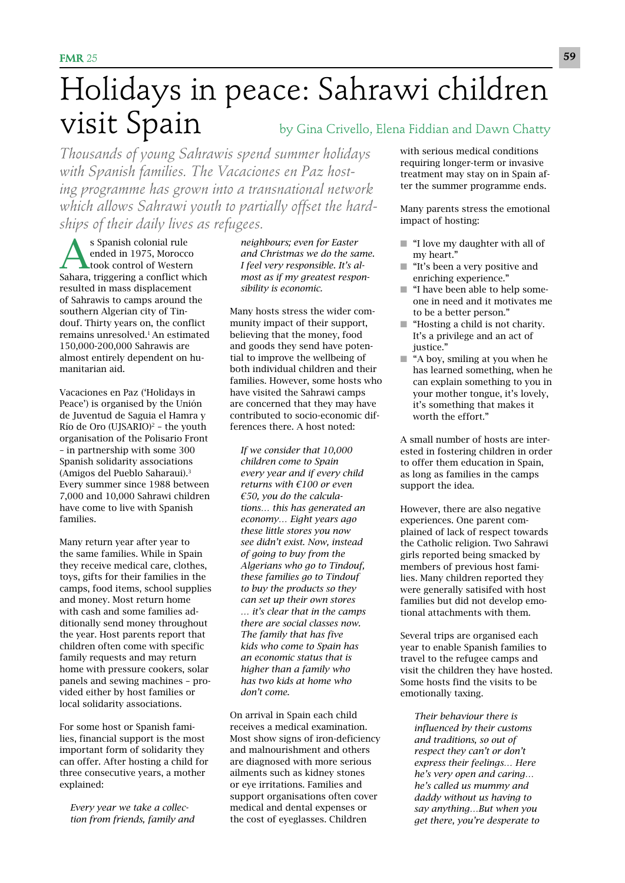# Holidays in peace: Sahrawi children visit Spain

by Gina Crivello, Elena Fiddian and Dawn Chatty

*Thousands of young Sahrawis spend summer holidays with Spanish families. The Vacaciones en Paz hosting programme has grown into a transnational network which allows Sahrawi youth to partially offset the hardships of their daily lives as refugees.*

As Spanish colonial rule ended in 1975, Morocco took control of Western Sahara, triggering a conflict which resulted in mass displacement of Sahrawis to camps around the southern Algerian city of Tindouf. Thirty years on, the conflict remains unresolved.[1] An estimated 150,000-200,000 Sahrawis are almost entirely dependent on humanitarian aid.

Vacaciones en Paz ('Holidays in Peace') is organised by the Unión de Juventud de Saguia el Hamra y Río de Oro (UJSARIO)[2] – the youth organisation of the Polisario Front – in partnership with some 300 Spanish solidarity associations (Amigos del Pueblo Saharaui).[3] Every summer since 1988 between 7,000 and 10,000 Sahrawi children have come to live with Spanish families.

Many return year after year to the same families. While in Spain they receive medical care, clothes, toys, gifts for their families in the camps, food items, school supplies and money. Most return home with cash and some families additionally send money throughout the year. Host parents report that children often come with specific family requests and may return home with pressure cookers, solar panels and sewing machines – provided either by host families or local solidarity associations.

For some host or Spanish families, financial support is the most important form of solidarity they can offer. After hosting a child for three consecutive years, a mother explained:

> *Every year we take a collection from friends, family and neighbours; even for Easter and Christmas we do the same. I feel very responsible. It's almost as if my greatest responsibility is economic.*

Many hosts stress the wider community impact of their support, believing that the money, food and goods they send have potential to improve the wellbeing of both individual children and their families. However, some hosts who have visited the Sahrawi camps are concerned that they may have contributed to socio-economic differences there. A host noted:

> *If we consider that 10,000 children come to Spain every year and if every child returns with €100 or even €50, you do the calculations… this has generated an economy… Eight years ago these little stores you now see didn't exist. Now, instead of going to buy from the Algerians who go to Tindouf, these families go to Tindouf to buy the products so they can set up their own stores … it's clear that in the camps there are social classes now. The family that has five kids who come to Spain has an economic status that is higher than a family who has two kids at home who don't come.*

On arrival in Spain each child receives a medical examination. Most show signs of iron-deficiency and malnourishment and others are diagnosed with more serious ailments such as kidney stones or eye irritations. Families and support organisations often cover medical and dental expenses or the cost of eyeglasses. Children with serious medical conditions requiring longer-term or invasive treatment may stay on in Spain after the summer programme ends.

Many parents stress the emotional impact of hosting:

- "I love my daughter with all of my heart."
- "It's been a very positive and enriching experience."
- "I have been able to help someone in need and it motivates me to be a better person."
- "Hosting a child is not charity. It's a privilege and an act of justice."
- "A boy, smiling at you when he has learned something, when he can explain something to you in your mother tongue, it's lovely, it's something that makes it worth the effort."

A small number of hosts are interested in fostering children in order to offer them education in Spain, as long as families in the camps support the idea.

However, there are also negative experiences. One parent complained of lack of respect towards the Catholic religion. Two Sahrawi girls reported being smacked by members of previous host families. Many children reported they were generally satisifed with host families but did not develop emotional attachments with them.

Several trips are organised each year to enable Spanish families to travel to the refugee camps and visit the children they have hosted. Some hosts find the visits to be emotionally taxing.

> *Their behaviour there is influenced by their customs and traditions, so out of respect they can't or don't express their feelings… Here he's very open and caring… he's called us mummy and daddy without us having to say anything…But when you get there, you're desperate to*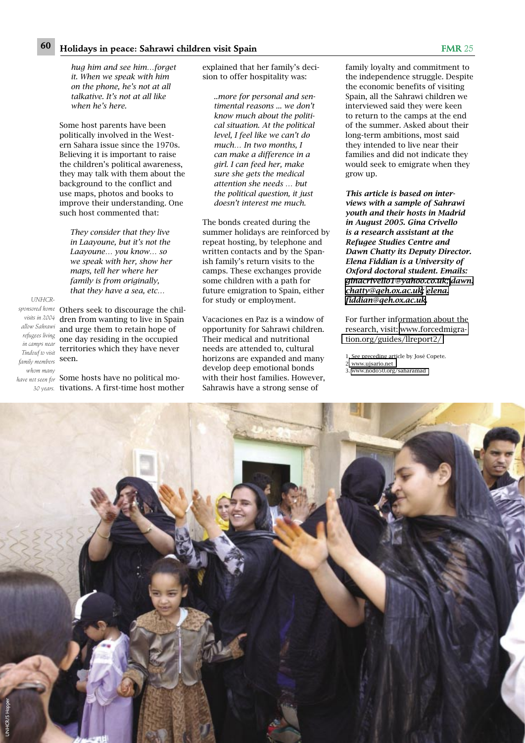*hug him and see him…forget it. When we speak with him on the phone, he's not at all talkative. It's not at all like when he's here.*

Some host parents have been politically involved in the Western Sahara issue since the 1970s. Believing it is important to raise the children's political awareness, they may talk with them about the background to the conflict and use maps, photos and books to improve their understanding. One such host commented that:

*They consider that they live in Laayoune, but it's not the Laayoune… you know… so we speak with her, show her maps, tell her where her family is from originally, that they have a sea, etc…*

Others seek to discourage the children from wanting to live in Spain and urge them to retain hope of one day residing in the occupied territories which they have never seen.

Some hosts have no political motivations. A first-time host mother explained that her family's decision to offer hospitality was:

*..more for personal and sentimental reasons ... we don't know much about the political situation. At the political level, I feel like we can't do much… In two months, I can make a difference in a girl. I can feed her, make sure she gets the medical attention she needs … but the political question, it just doesn't interest me much.*

The bonds created during the summer holidays are reinforced by repeat hosting, by telephone and written contacts and by the Spanish family's return visits to the camps. These exchanges provide some children with a path for future emigration to Spain, either for study or employment.

Vacaciones en Paz is a window of opportunity for Sahrawi children. Their medical and nutritional needs are attended to, cultural horizons are expanded and many develop deep emotional bonds with their host families. However, Sahrawis have a strong sense of family loyalty and commitment to the independence struggle. Despite the economic benefits of visiting Spain, all the Sahrawi children we interviewed said they were keen to return to the camps at the end of the summer. Asked about their long-term ambitions, most said they intended to live near their families and did not indicate they would seek to emigrate when they grow up.

***This article is based on interviews with a sample of Sahrawi youth and their hosts in Madrid in August 2005. Gina Crivello is a research assistant at the Refugee Studies Centre and Dawn Chatty its Deputy Director. Elena Fiddian is a University of Oxford doctoral student. Emails: ginacrivello1@yahoo.co.uk; dawn.chatty@qeh.ox.ac.uk; elena.fiddian@qeh.ox.ac.uk.***

For further information about the research, visit: www.forcedmigration.org/guides/llreport2/

1. See preceding article by José Copete.
2. www.ujsario.net
3. www.nodo50.org/saharamad

*UNHCR-sponsored home visits in 2004 allow Sahrawi refugees living in camps near Tindouf to visit family members whom many have not seen for 30 years.*

UNHCR/S Hopper